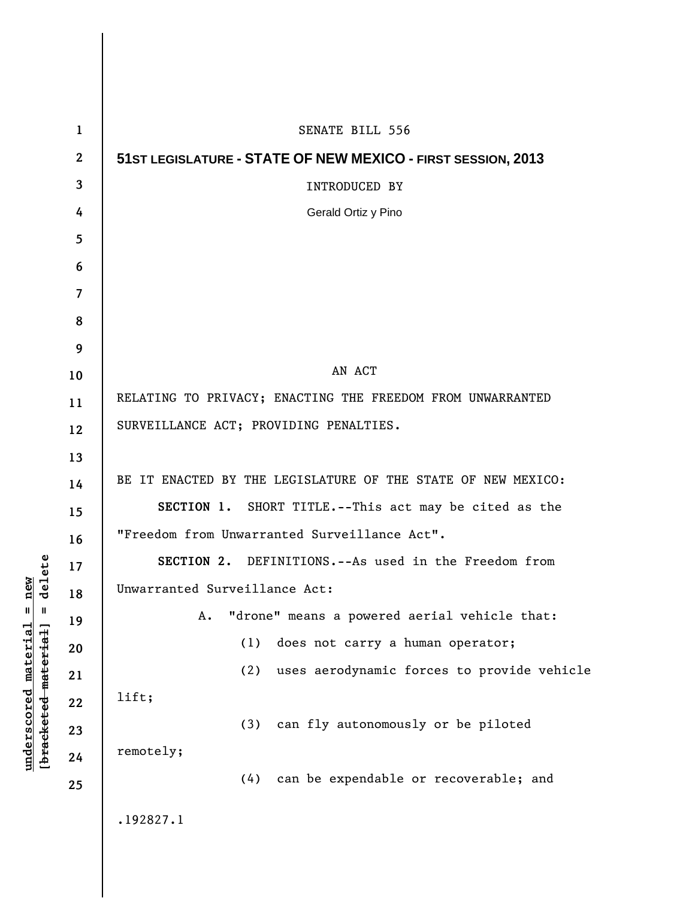SENATE BILL 556

**51ST LEGISLATURE - STATE OF NEW MEXICO - FIRST SESSION, 2013**

INTRODUCED BY

Gerald Ortiz y Pino

AN ACT

RELATING TO PRIVACY; ENACTING THE FREEDOM FROM UNWARRANTED SURVEILLANCE ACT; PROVIDING PENALTIES.

BE IT ENACTED BY THE LEGISLATURE OF THE STATE OF NEW MEXICO:

**SECTION 1.** SHORT TITLE.--This act may be cited as the "Freedom from Unwarranted Surveillance Act".

**SECTION 2.** DEFINITIONS.--As used in the Freedom from Unwarranted Surveillance Act:

A. "drone" means a powered aerial vehicle that:

(1) does not carry a human operator;

(2) uses aerodynamic forces to provide vehicle lift;

(3) can fly autonomously or be piloted remotely;

(4) can be expendable or recoverable; and

.192827.1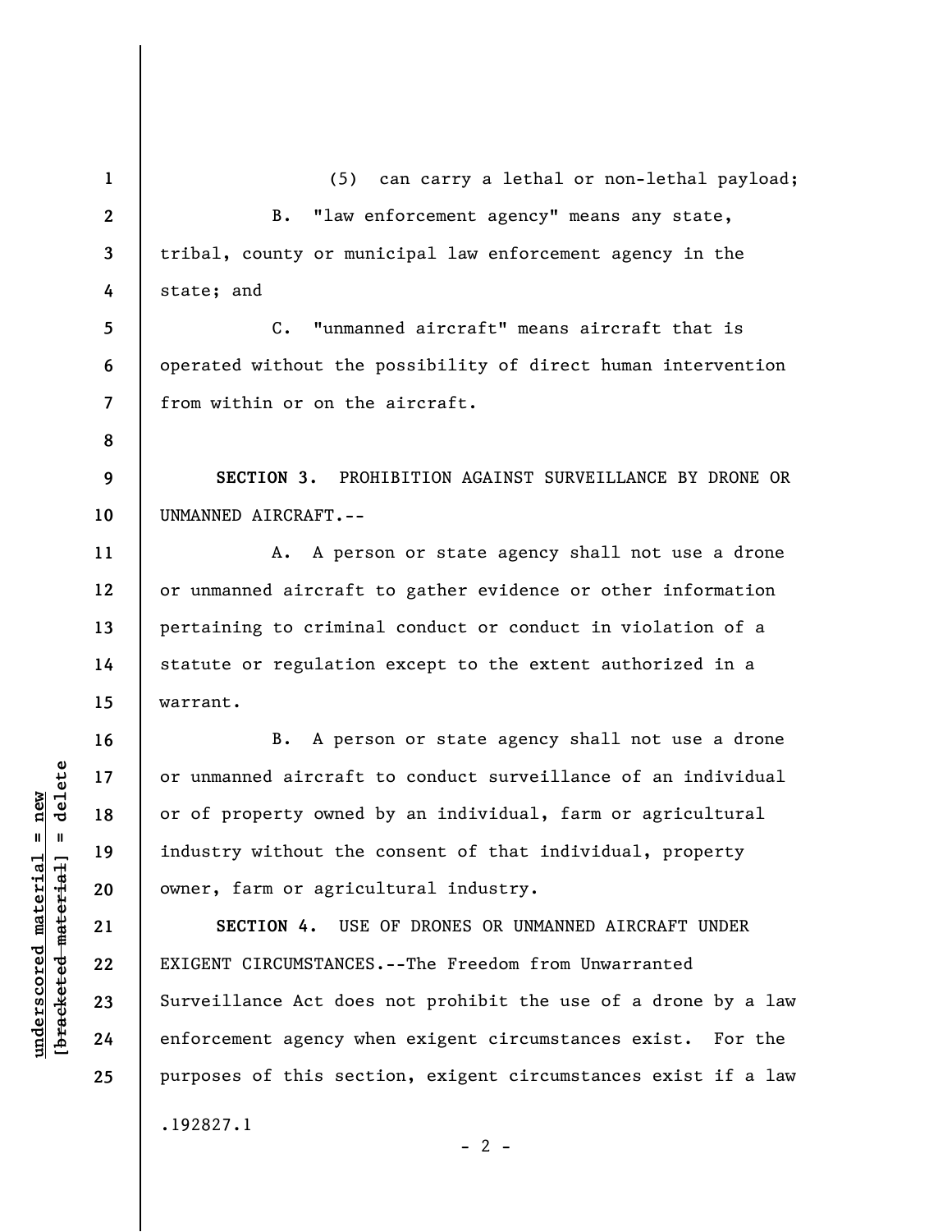(5) can carry a lethal or non-lethal payload;

B. "law enforcement agency" means any state, tribal, county or municipal law enforcement agency in the state; and

C. "unmanned aircraft" means aircraft that is operated without the possibility of direct human intervention from within or on the aircraft.

**SECTION 3.** PROHIBITION AGAINST SURVEILLANCE BY DRONE OR UNMANNED AIRCRAFT.--

A. A person or state agency shall not use a drone or unmanned aircraft to gather evidence or other information pertaining to criminal conduct or conduct in violation of a statute or regulation except to the extent authorized in a warrant.

B. A person or state agency shall not use a drone or unmanned aircraft to conduct surveillance of an individual or of property owned by an individual, farm or agricultural industry without the consent of that individual, property owner, farm or agricultural industry.

**SECTION 4.** USE OF DRONES OR UNMANNED AIRCRAFT UNDER EXIGENT CIRCUMSTANCES.--The Freedom from Unwarranted Surveillance Act does not prohibit the use of a drone by a law enforcement agency when exigent circumstances exist. For the purposes of this section, exigent circumstances exist if a law

.192827.1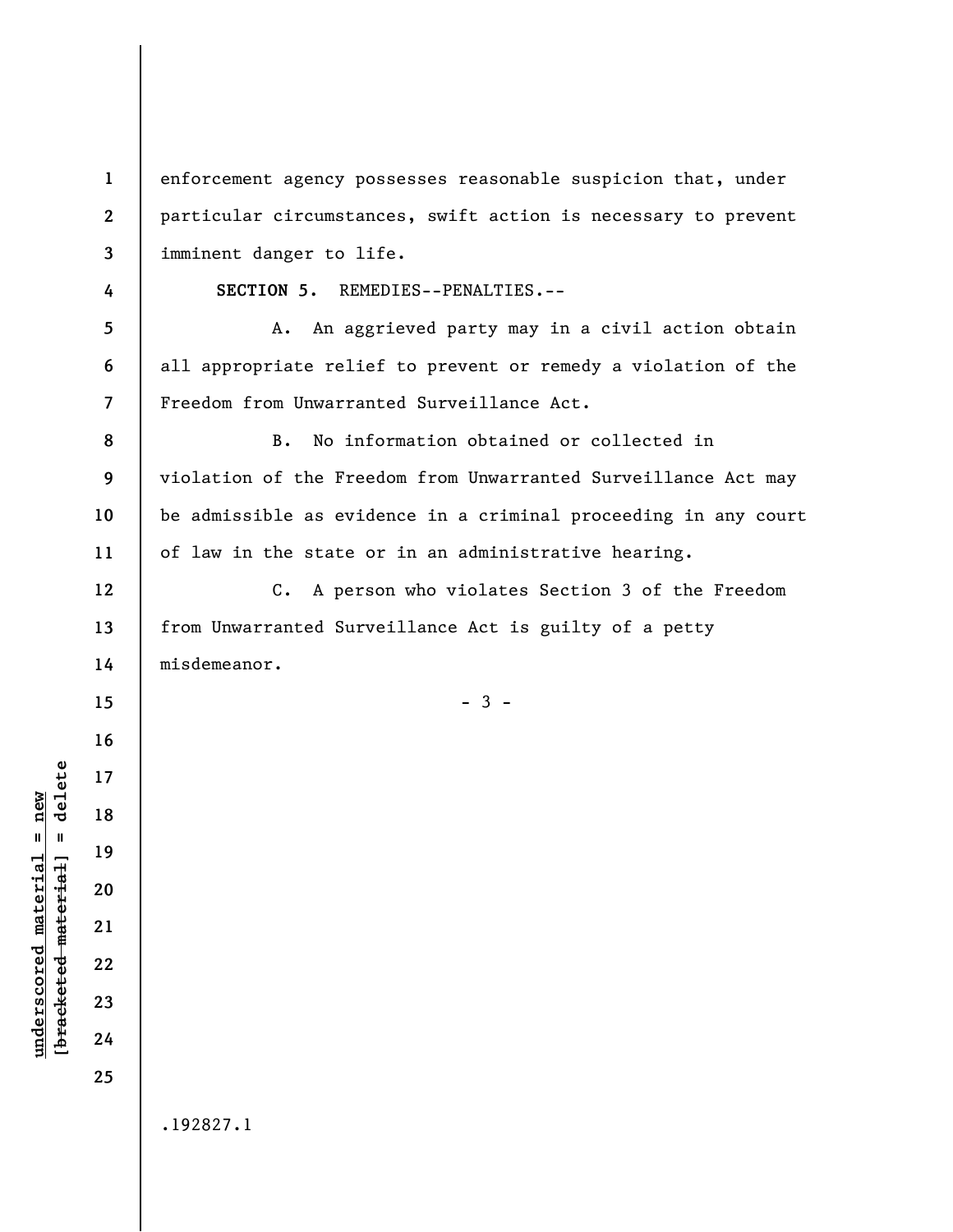enforcement agency possesses reasonable suspicion that, under particular circumstances, swift action is necessary to prevent imminent danger to life.

**SECTION 5.** REMEDIES--PENALTIES.--

A. An aggrieved party may in a civil action obtain all appropriate relief to prevent or remedy a violation of the Freedom from Unwarranted Surveillance Act.

B. No information obtained or collected in violation of the Freedom from Unwarranted Surveillance Act may be admissible as evidence in a criminal proceeding in any court of law in the state or in an administrative hearing.

C. A person who violates Section 3 of the Freedom from Unwarranted Surveillance Act is guilty of a petty misdemeanor.